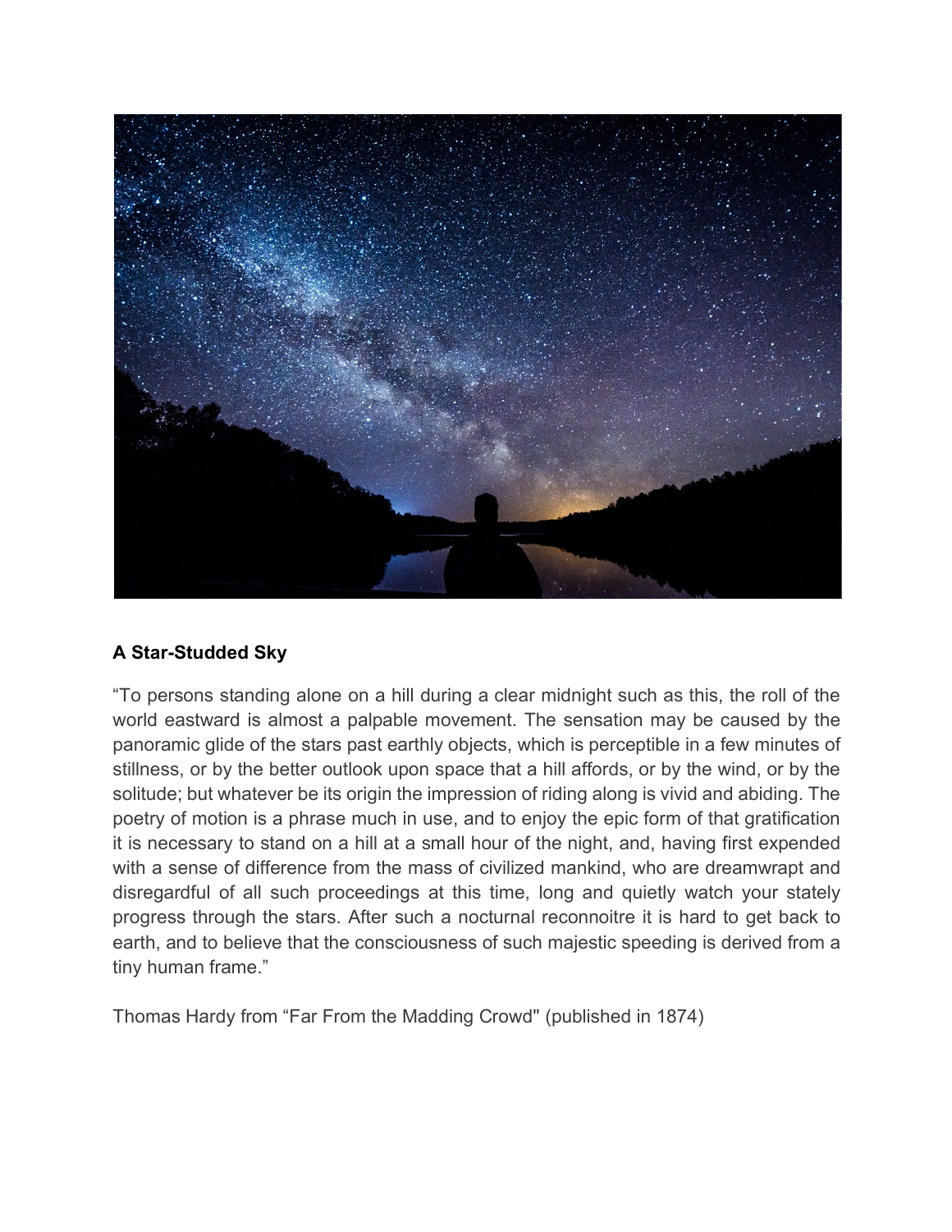**A Star-Studded Sky**

“To persons standing alone on a hill during a clear midnight such as this, the roll of the world eastward is almost a palpable movement. The sensation may be caused by the panoramic glide of the stars past earthly objects, which is perceptible in a few minutes of stillness, or by the better outlook upon space that a hill affords, or by the wind, or by the solitude; but whatever be its origin the impression of riding along is vivid and abiding. The poetry of motion is a phrase much in use, and to enjoy the epic form of that gratification it is necessary to stand on a hill at a small hour of the night, and, having first expended with a sense of difference from the mass of civilized mankind, who are dreamwrapt and disregardful of all such proceedings at this time, long and quietly watch your stately progress through the stars. After such a nocturnal reconnoitre it is hard to get back to earth, and to believe that the consciousness of such majestic speeding is derived from a tiny human frame.”

Thomas Hardy from “Far From the Madding Crowd" (published in 1874)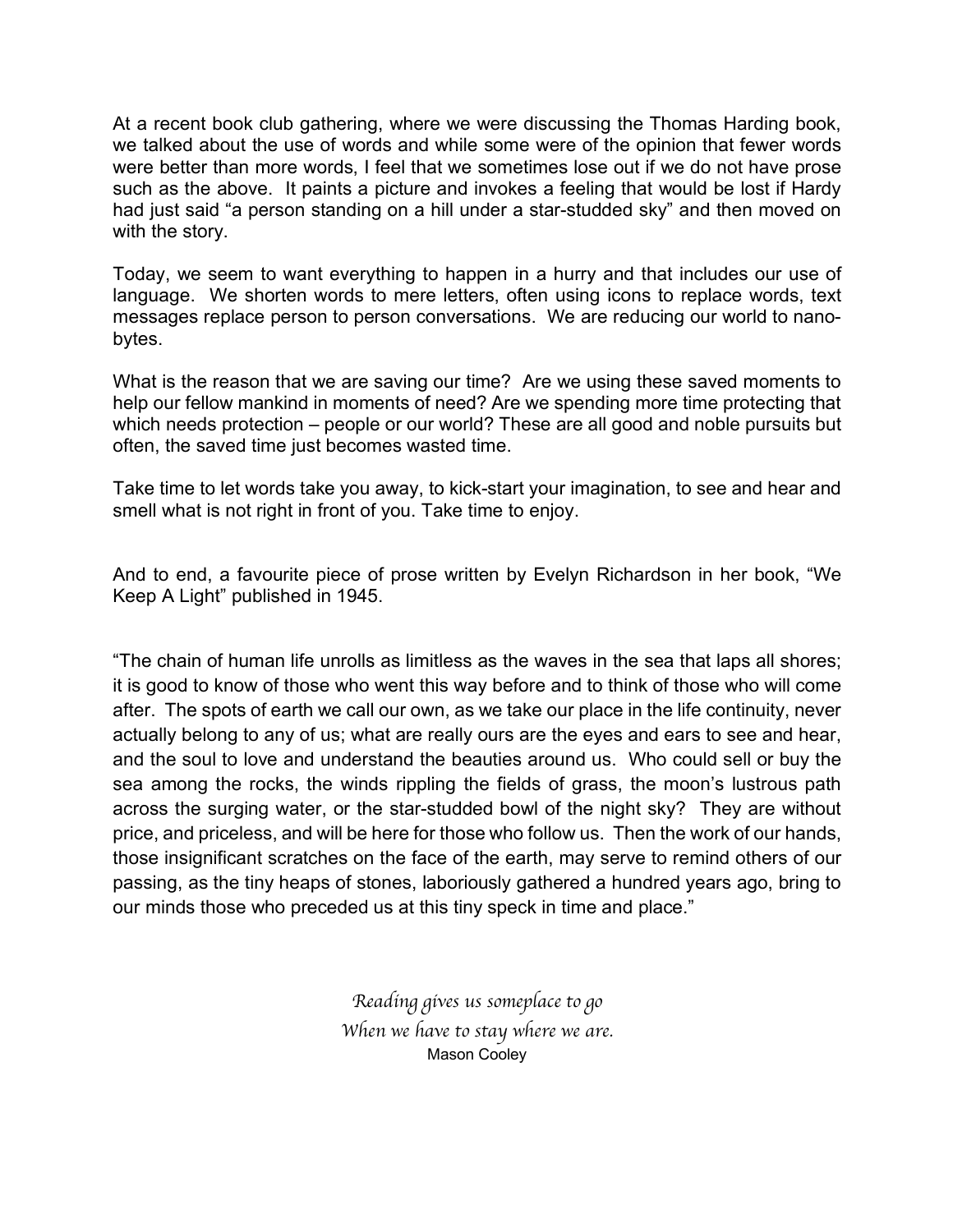At a recent book club gathering, where we were discussing the Thomas Harding book, we talked about the use of words and while some were of the opinion that fewer words were better than more words, I feel that we sometimes lose out if we do not have prose such as the above. It paints a picture and invokes a feeling that would be lost if Hardy had just said "a person standing on a hill under a star-studded sky" and then moved on with the story.

Today, we seem to want everything to happen in a hurry and that includes our use of language. We shorten words to mere letters, often using icons to replace words, text messages replace person to person conversations. We are reducing our world to nano-bytes.

What is the reason that we are saving our time? Are we using these saved moments to help our fellow mankind in moments of need? Are we spending more time protecting that which needs protection – people or our world? These are all good and noble pursuits but often, the saved time just becomes wasted time.

Take time to let words take you away, to kick-start your imagination, to see and hear and smell what is not right in front of you. Take time to enjoy.

And to end, a favourite piece of prose written by Evelyn Richardson in her book, "We Keep A Light" published in 1945.

"The chain of human life unrolls as limitless as the waves in the sea that laps all shores; it is good to know of those who went this way before and to think of those who will come after. The spots of earth we call our own, as we take our place in the life continuity, never actually belong to any of us; what are really ours are the eyes and ears to see and hear, and the soul to love and understand the beauties around us. Who could sell or buy the sea among the rocks, the winds rippling the fields of grass, the moon's lustrous path across the surging water, or the star-studded bowl of the night sky? They are without price, and priceless, and will be here for those who follow us. Then the work of our hands, those insignificant scratches on the face of the earth, may serve to remind others of our passing, as the tiny heaps of stones, laboriously gathered a hundred years ago, bring to our minds those who preceded us at this tiny speck in time and place."

*Reading gives us someplace to go*
*When we have to stay where we are.*
Mason Cooley